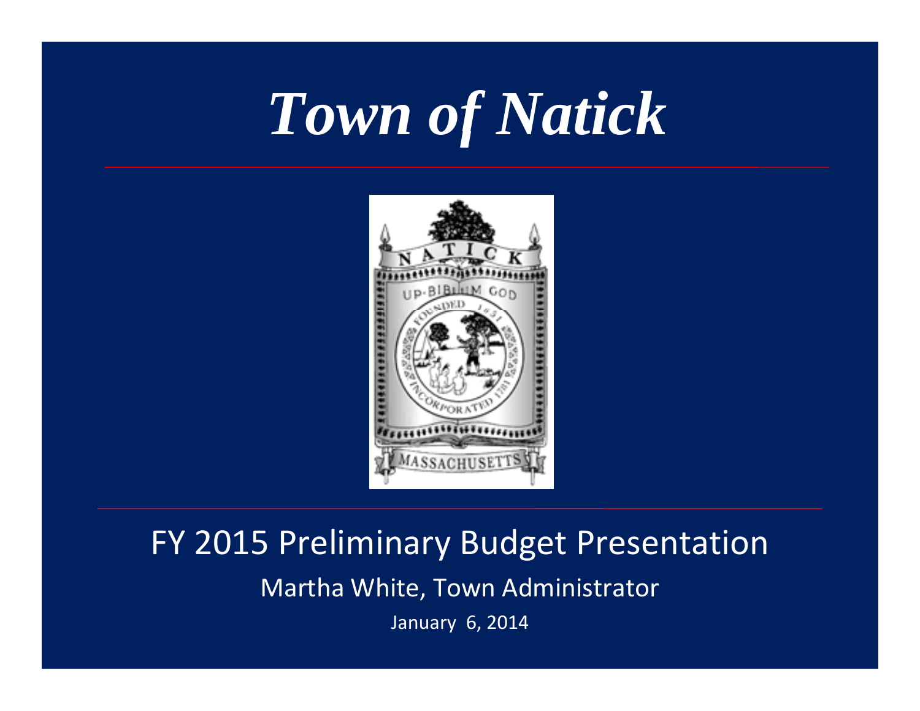# *Town of Natick*

## FY 2015 Preliminary Budget Presentation

Martha White, Town Administrator

January 6, 2014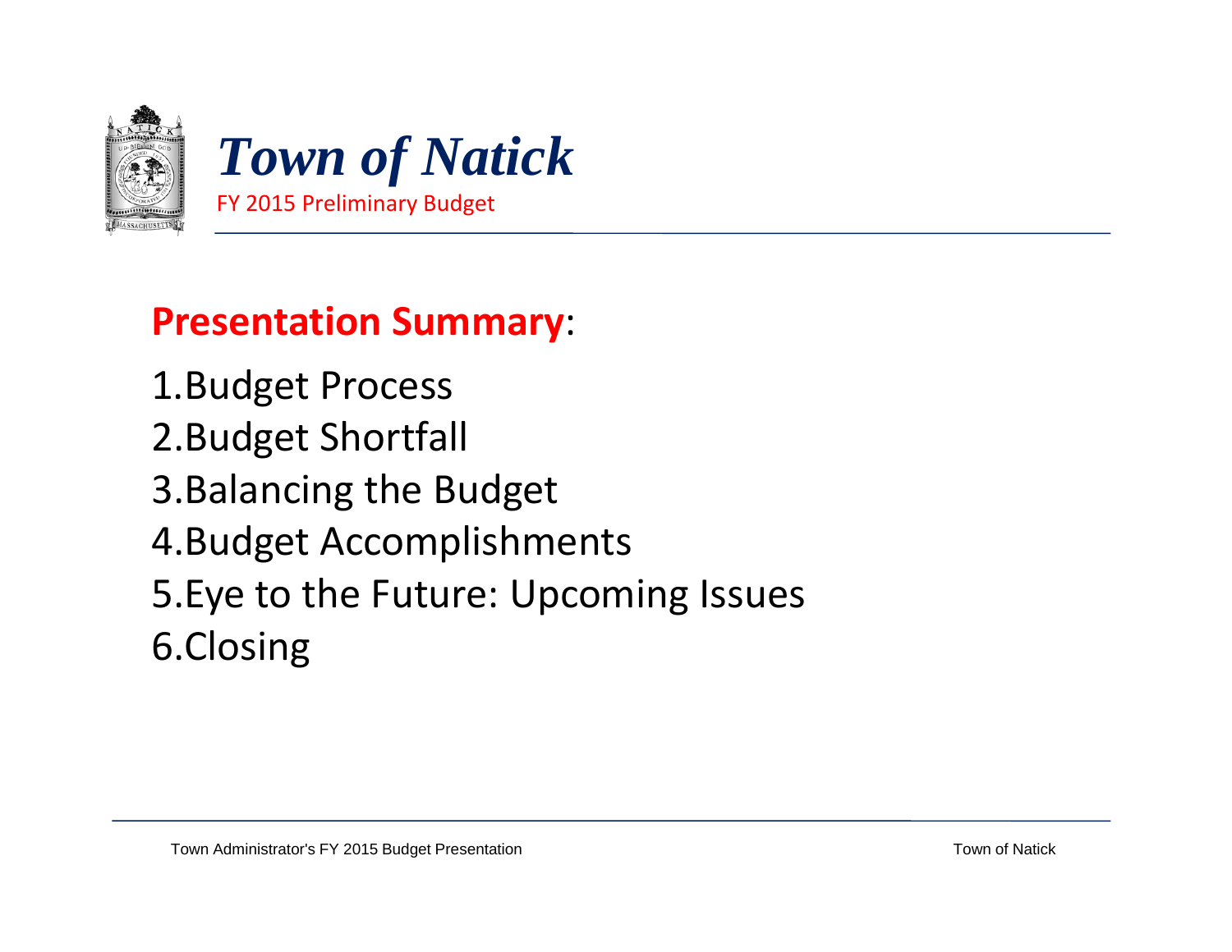# *Town of Natick*

FY 2015 Preliminary Budget

## **Presentation Summary**:

1. Budget Process
2. Budget Shortfall
3. Balancing the Budget
4. Budget Accomplishments
5. Eye to the Future: Upcoming Issues
6. Closing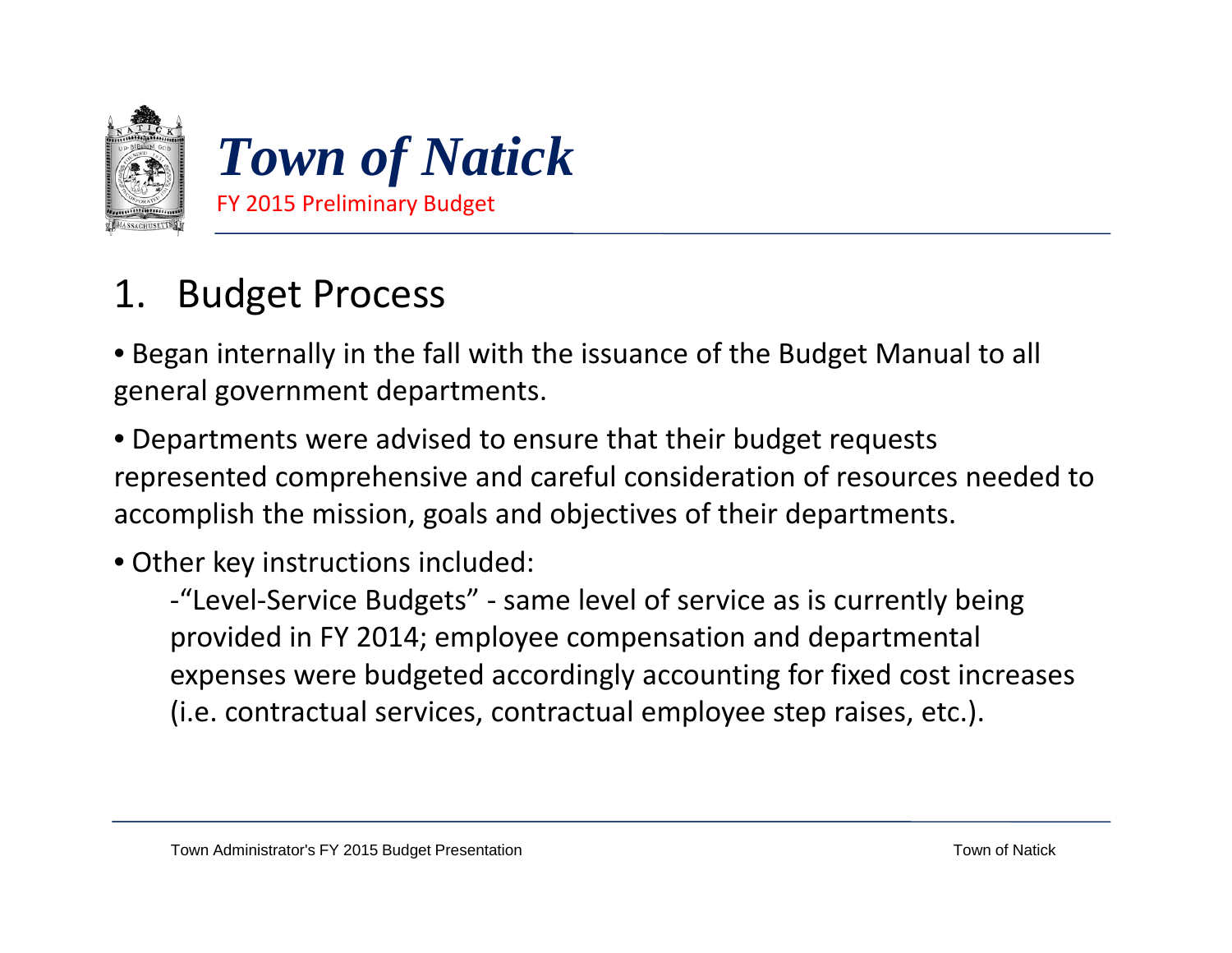# *Town of Natick*

FY 2015 Preliminary Budget

## 1. Budget Process

- Began internally in the fall with the issuance of the Budget Manual to all general government departments.
- Departments were advised to ensure that their budget requests represented comprehensive and careful consideration of resources needed to accomplish the mission, goals and objectives of their departments.
- Other key instructions included:
  - "Level-Service Budgets" - same level of service as is currently being provided in FY 2014; employee compensation and departmental expenses were budgeted accordingly accounting for fixed cost increases (i.e. contractual services, contractual employee step raises, etc.).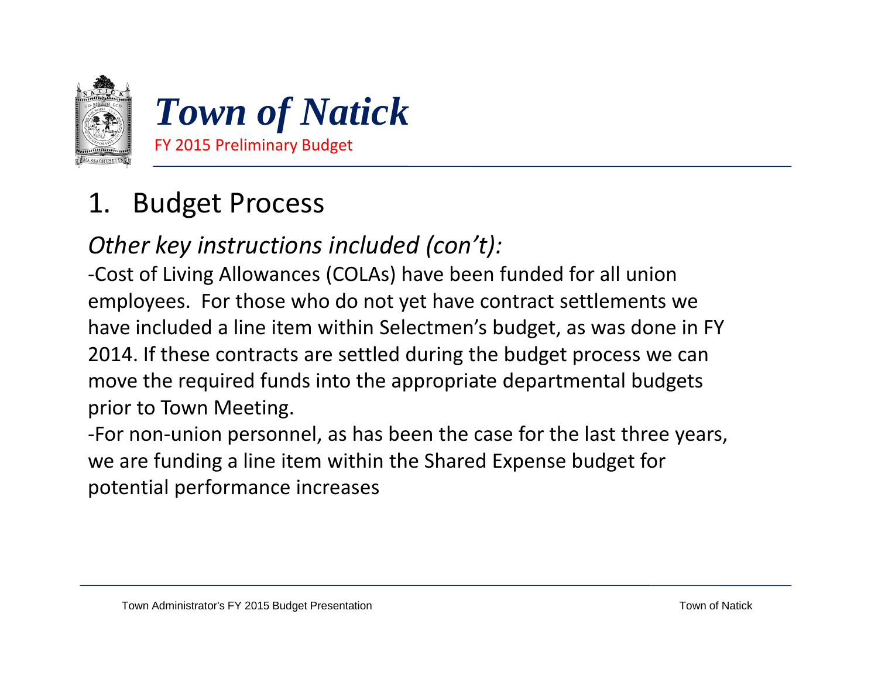# Town of Natick

FY 2015 Preliminary Budget

## 1. Budget Process

*Other key instructions included (con't):*

-Cost of Living Allowances (COLAs) have been funded for all union employees. For those who do not yet have contract settlements we have included a line item within Selectmen's budget, as was done in FY 2014. If these contracts are settled during the budget process we can move the required funds into the appropriate departmental budgets prior to Town Meeting.

-For non-union personnel, as has been the case for the last three years, we are funding a line item within the Shared Expense budget for potential performance increases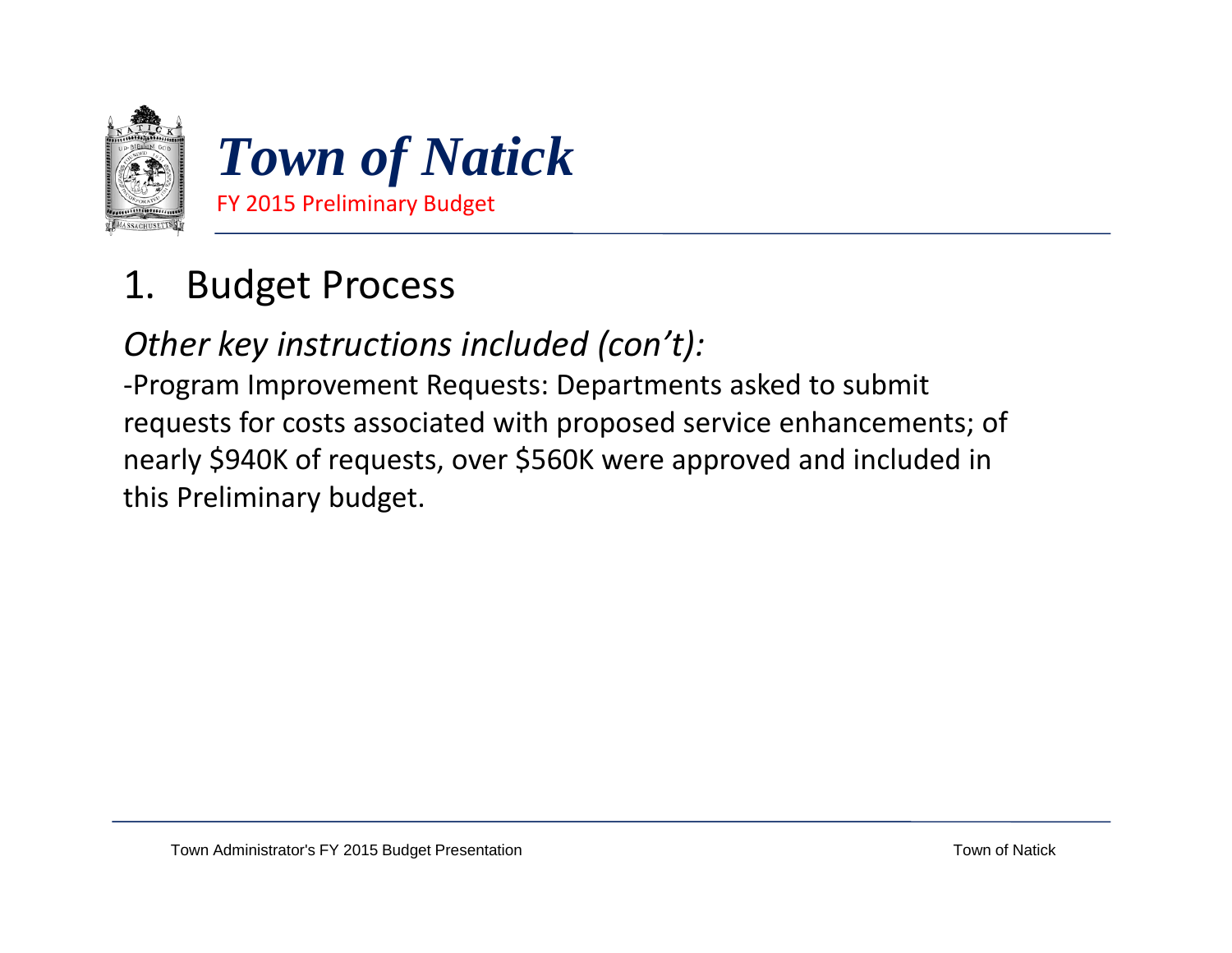# Town of Natick

FY 2015 Preliminary Budget

## 1. Budget Process

*Other key instructions included (con't):*

-Program Improvement Requests: Departments asked to submit requests for costs associated with proposed service enhancements; of nearly $940K of requests, over $560K were approved and included in this Preliminary budget.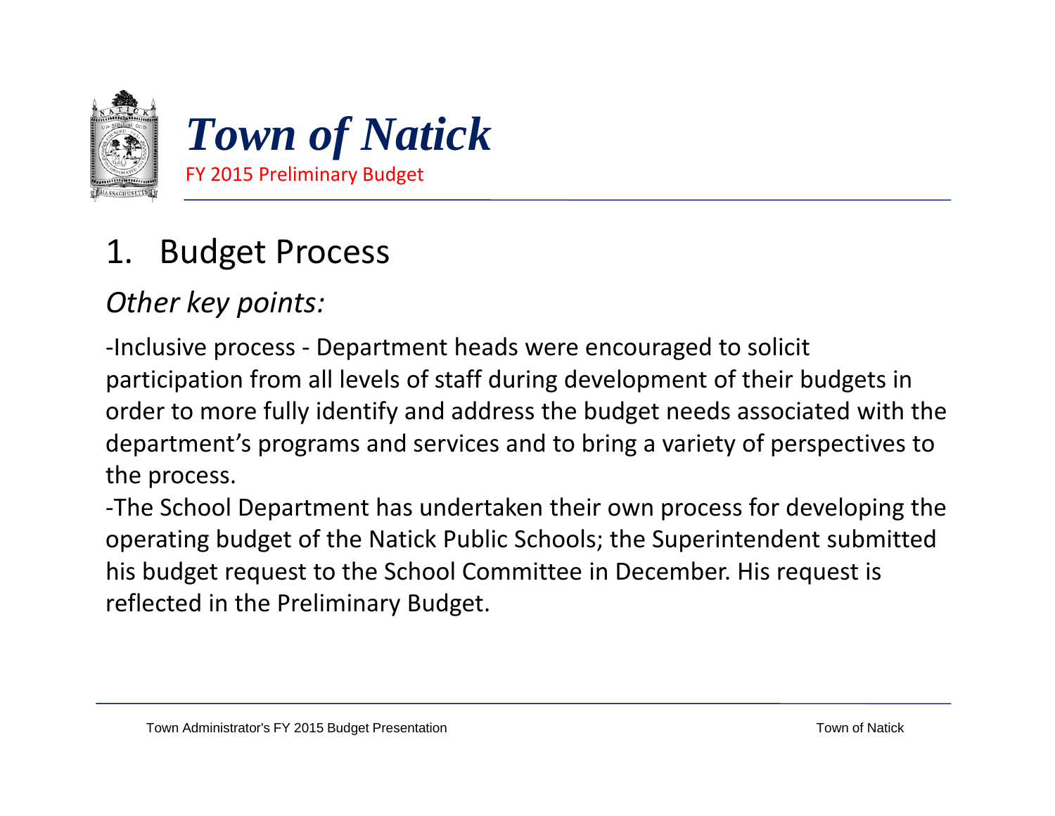# Town of Natick

FY 2015 Preliminary Budget

## 1. Budget Process

*Other key points:*

-Inclusive process - Department heads were encouraged to solicit participation from all levels of staff during development of their budgets in order to more fully identify and address the budget needs associated with the department's programs and services and to bring a variety of perspectives to the process.

-The School Department has undertaken their own process for developing the operating budget of the Natick Public Schools; the Superintendent submitted his budget request to the School Committee in December. His request is reflected in the Preliminary Budget.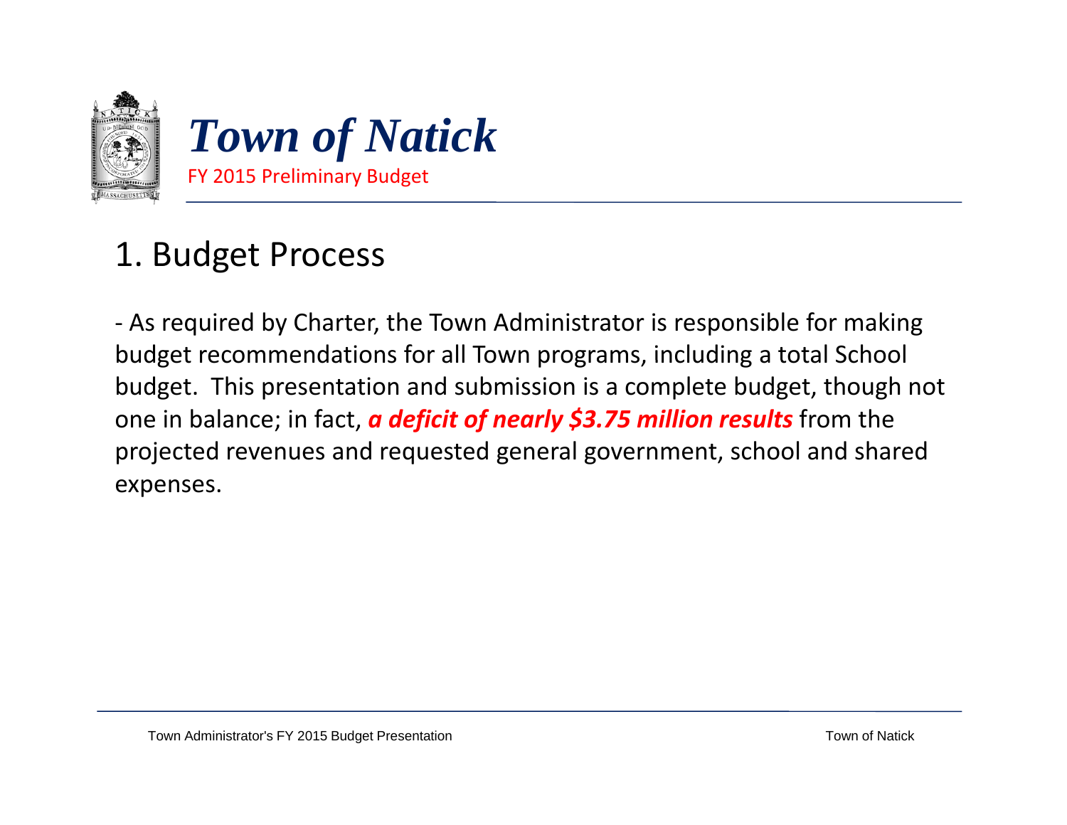# Town of Natick

FY 2015 Preliminary Budget

## 1. Budget Process

- As required by Charter, the Town Administrator is responsible for making budget recommendations for all Town programs, including a total School budget. This presentation and submission is a complete budget, though not one in balance; in fact, ***a deficit of nearly $3.75 million results*** from the projected revenues and requested general government, school and shared expenses.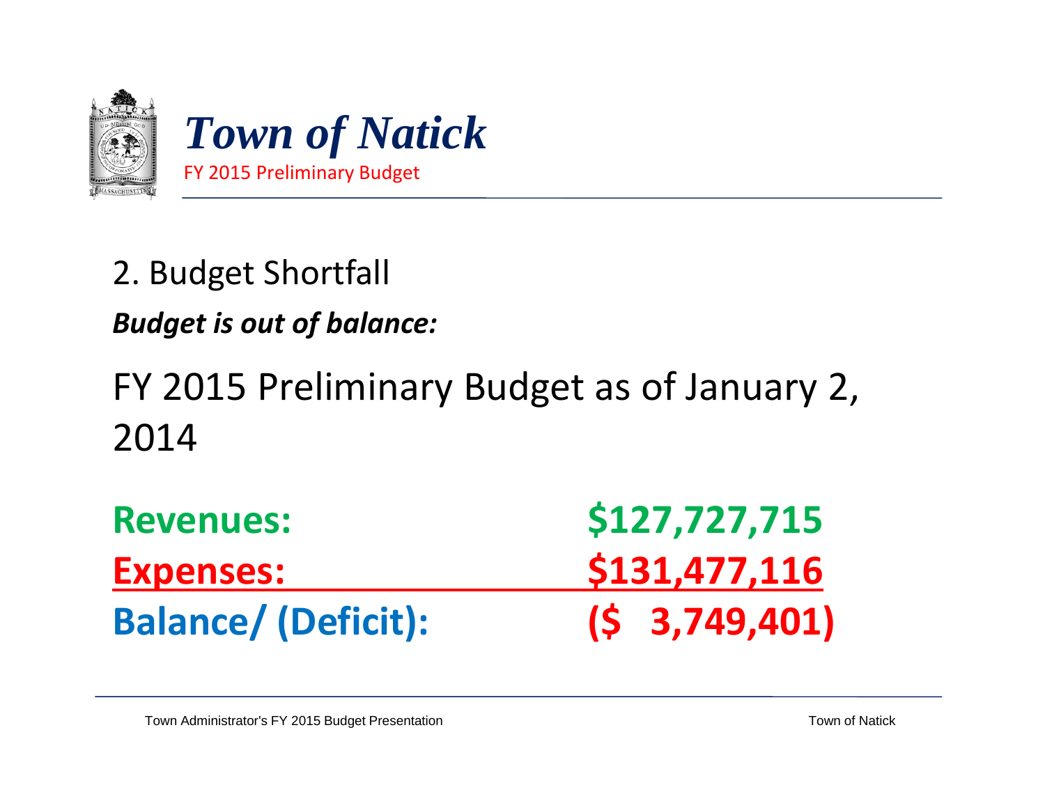# Town of Natick

FY 2015 Preliminary Budget

## 2. Budget Shortfall

***Budget is out of balance:***

FY 2015 Preliminary Budget as of January 2, 2014

| | |
|---|---|
| **Revenues:** | **$127,727,715** |
| **Expenses:** | **$131,477,116** |
| **Balance/ (Deficit):** | **($ 3,749,401)** |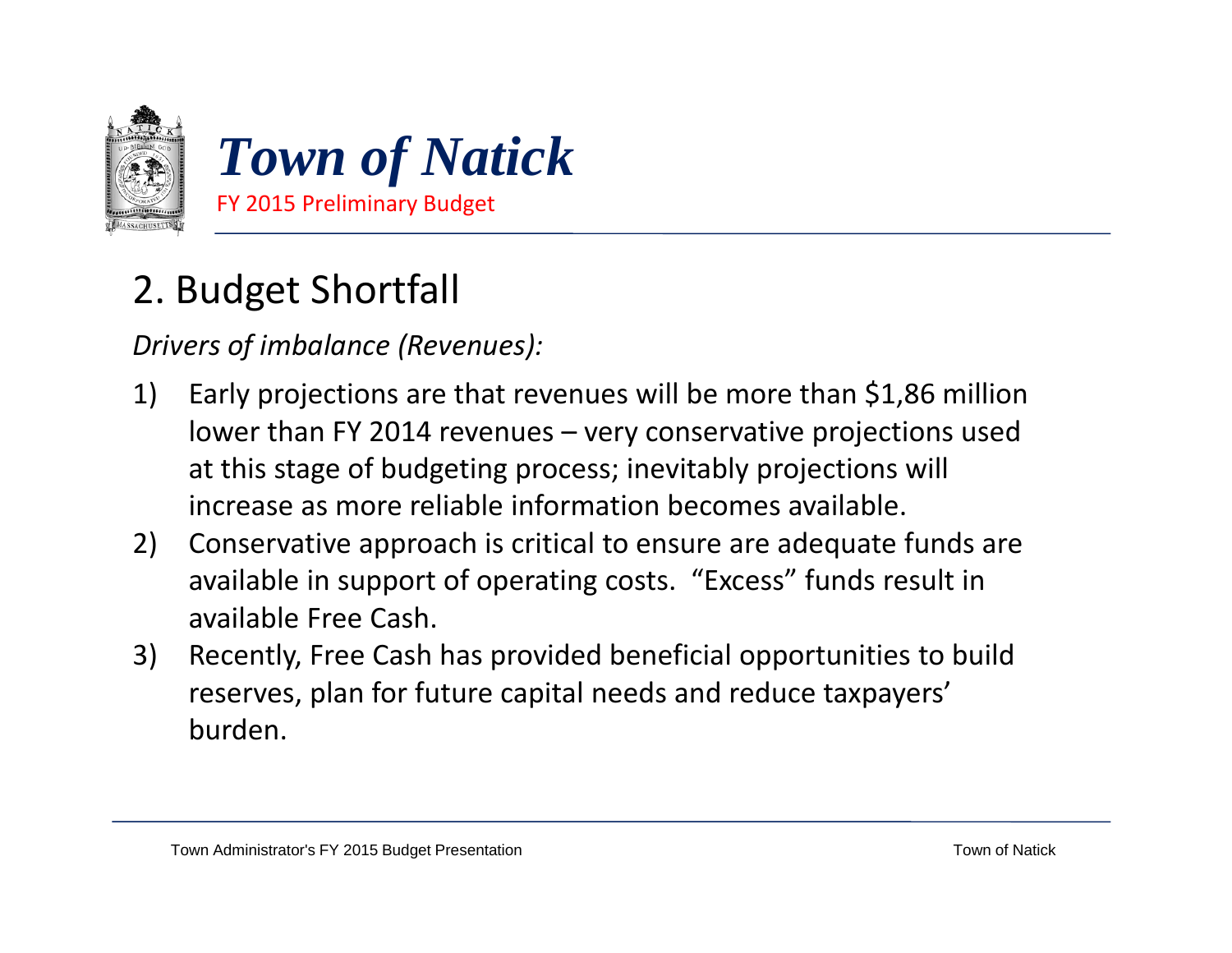# Town of Natick

FY 2015 Preliminary Budget

## 2. Budget Shortfall

*Drivers of imbalance (Revenues):*

1) Early projections are that revenues will be more than $1,86 million lower than FY 2014 revenues – very conservative projections used at this stage of budgeting process; inevitably projections will increase as more reliable information becomes available.
2) Conservative approach is critical to ensure are adequate funds are available in support of operating costs. "Excess" funds result in available Free Cash.
3) Recently, Free Cash has provided beneficial opportunities to build reserves, plan for future capital needs and reduce taxpayers' burden.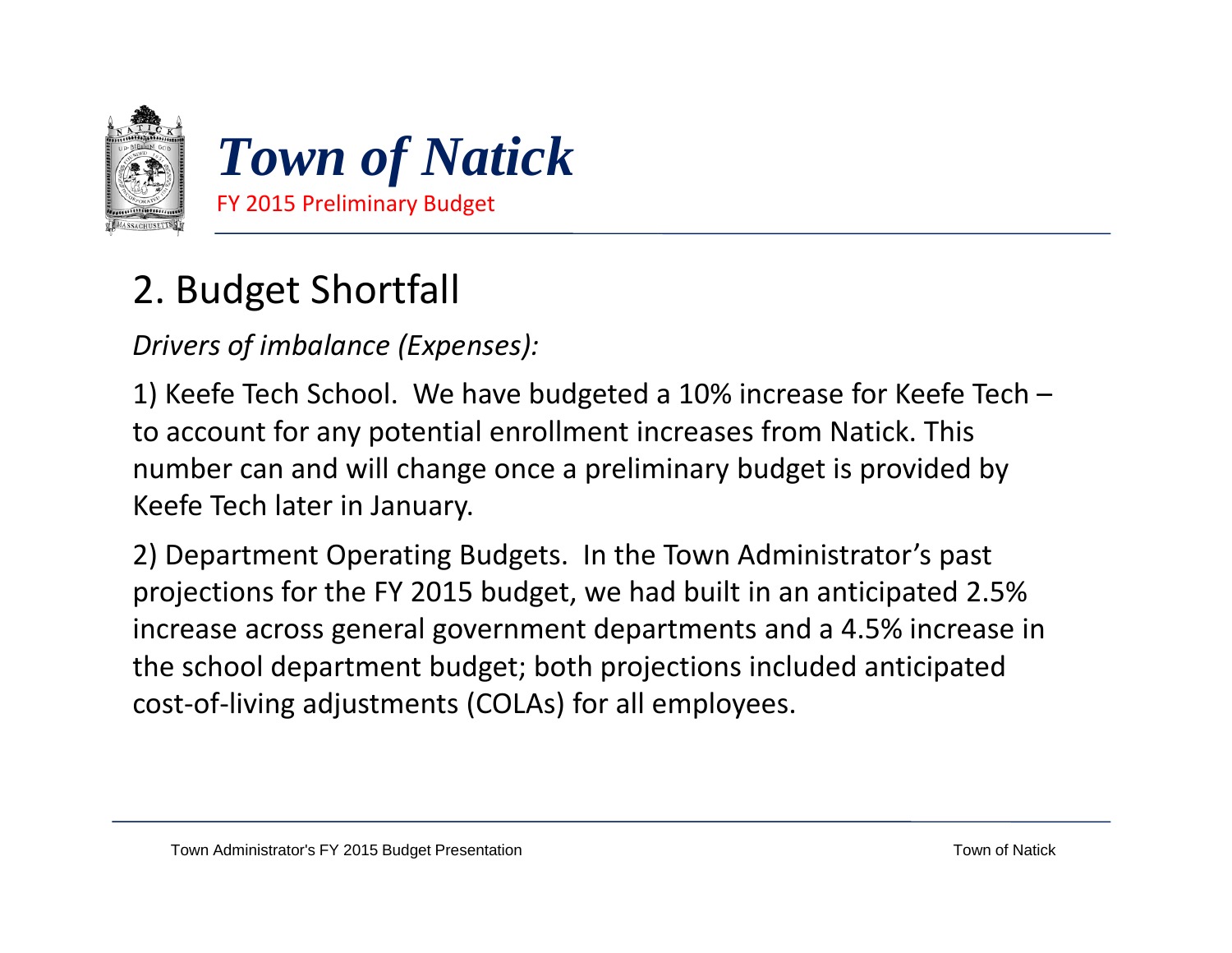# Town of Natick

FY 2015 Preliminary Budget

## 2. Budget Shortfall

*Drivers of imbalance (Expenses):*

1) Keefe Tech School. We have budgeted a 10% increase for Keefe Tech – to account for any potential enrollment increases from Natick. This number can and will change once a preliminary budget is provided by Keefe Tech later in January.

2) Department Operating Budgets. In the Town Administrator's past projections for the FY 2015 budget, we had built in an anticipated 2.5% increase across general government departments and a 4.5% increase in the school department budget; both projections included anticipated cost-of-living adjustments (COLAs) for all employees.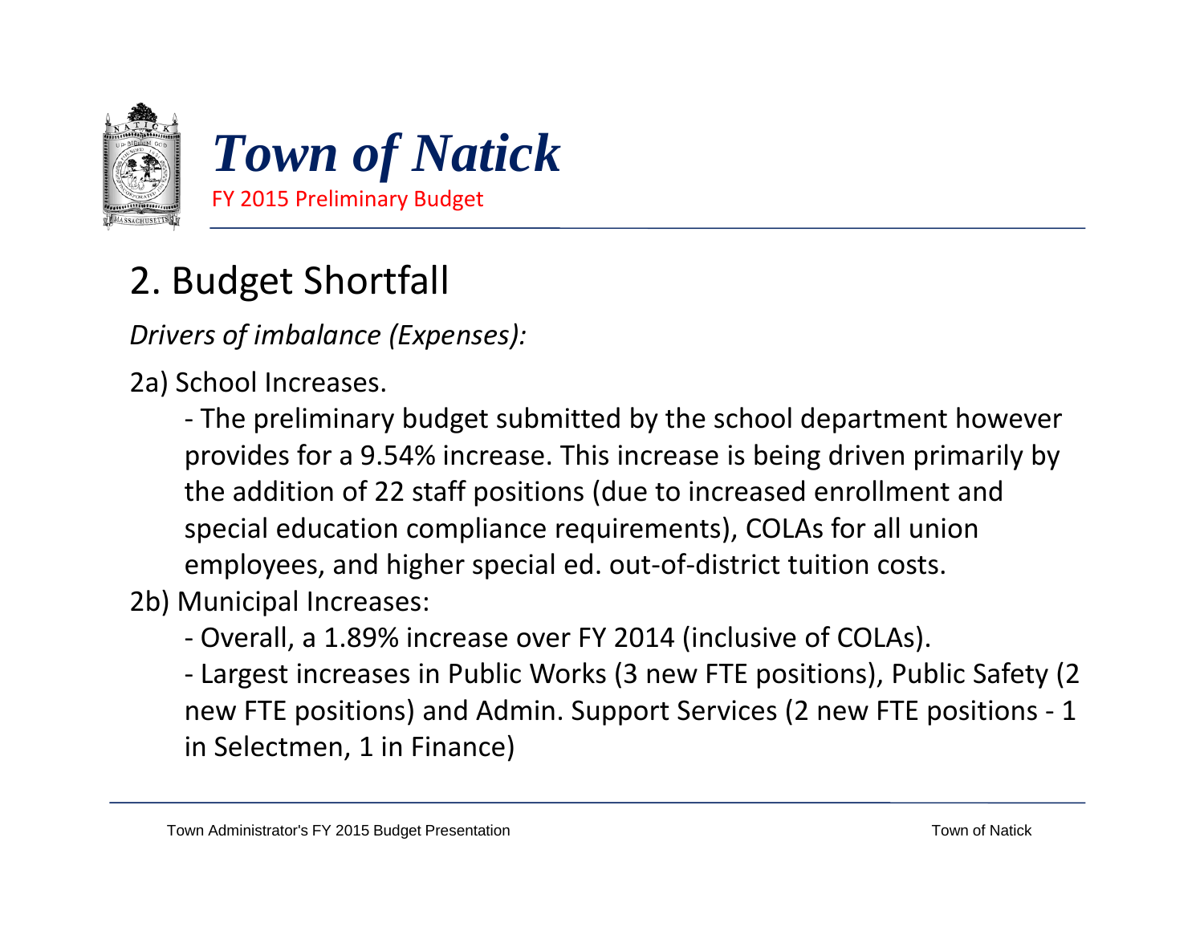# Town of Natick

FY 2015 Preliminary Budget

## 2. Budget Shortfall

*Drivers of imbalance (Expenses):*

2a) School Increases.

- The preliminary budget submitted by the school department however provides for a 9.54% increase. This increase is being driven primarily by the addition of 22 staff positions (due to increased enrollment and special education compliance requirements), COLAs for all union employees, and higher special ed. out-of-district tuition costs.

2b) Municipal Increases:

- Overall, a 1.89% increase over FY 2014 (inclusive of COLAs).
- Largest increases in Public Works (3 new FTE positions), Public Safety (2 new FTE positions) and Admin. Support Services (2 new FTE positions - 1 in Selectmen, 1 in Finance)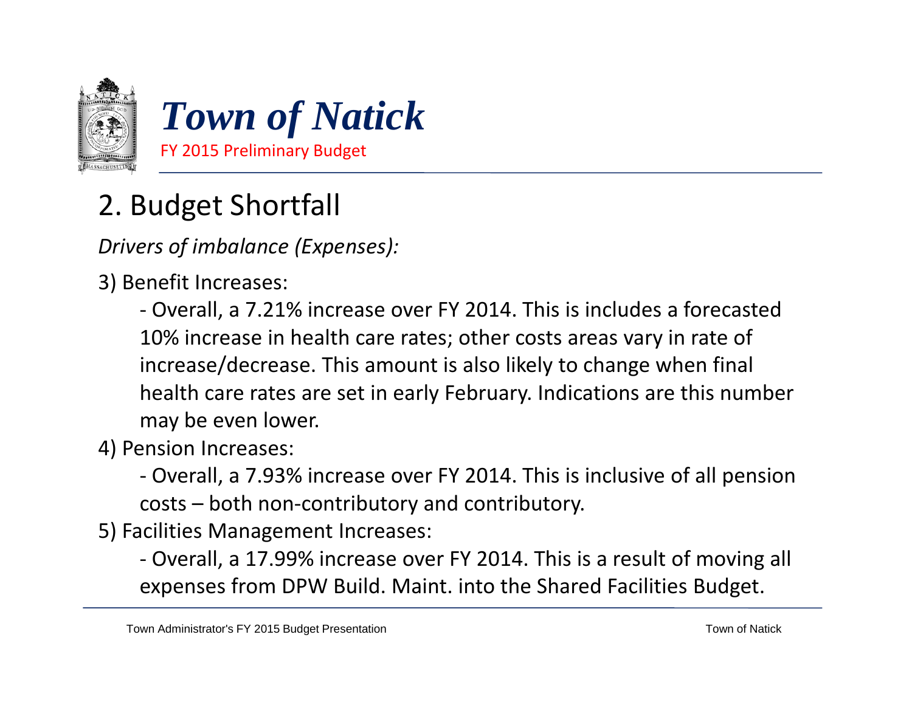# Town of Natick

FY 2015 Preliminary Budget

## 2. Budget Shortfall

*Drivers of imbalance (Expenses):*

3) Benefit Increases:

- Overall, a 7.21% increase over FY 2014. This is includes a forecasted 10% increase in health care rates; other costs areas vary in rate of increase/decrease. This amount is also likely to change when final health care rates are set in early February. Indications are this number may be even lower.

4) Pension Increases:

- Overall, a 7.93% increase over FY 2014. This is inclusive of all pension costs – both non-contributory and contributory.

5) Facilities Management Increases:

- Overall, a 17.99% increase over FY 2014. This is a result of moving all expenses from DPW Build. Maint. into the Shared Facilities Budget.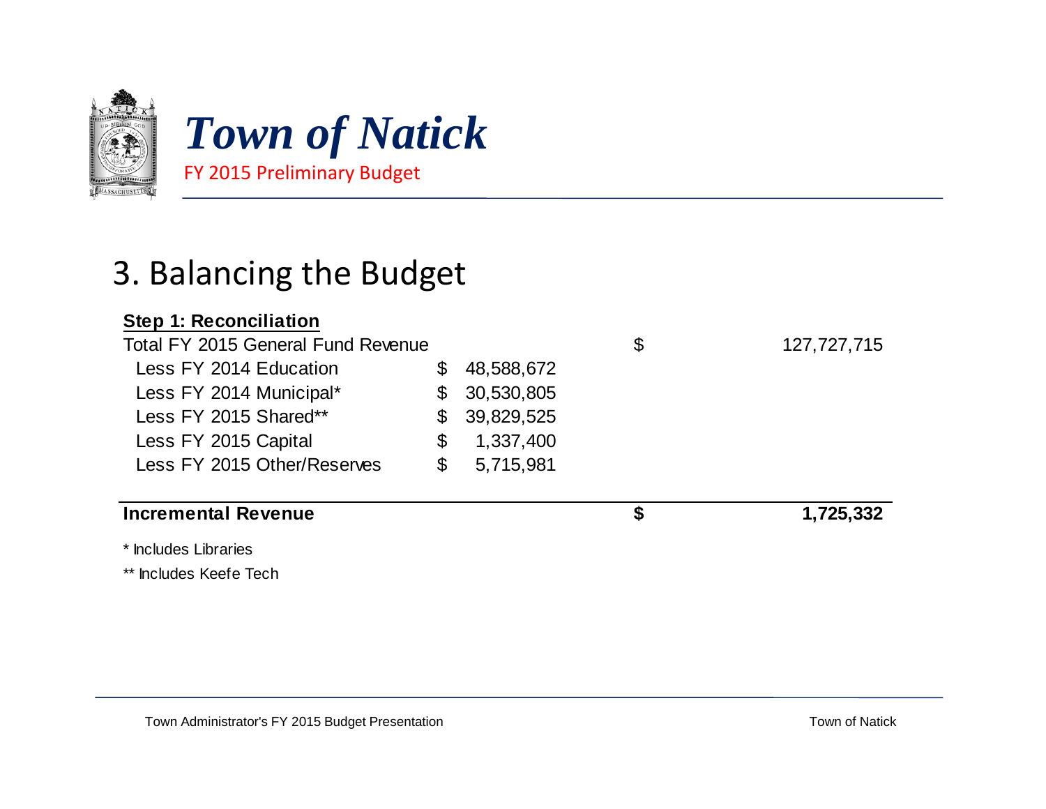# Town of Natick

FY 2015 Preliminary Budget

## 3. Balancing the Budget

**Step 1: Reconciliation**

| | | | | |
|---|---|---|---|---|
| Total FY 2015 General Fund Revenue | | | $ | 127,727,715 |
| Less FY 2014 Education | $ | 48,588,672 | | |
| Less FY 2014 Municipal* | $ | 30,530,805 | | |
| Less FY 2015 Shared** | $ | 39,829,525 | | |
| Less FY 2015 Capital | $ | 1,337,400 | | |
| Less FY 2015 Other/Reserves | $ | 5,715,981 | | |
| **Incremental Revenue** | | | **$** | **1,725,332** |

\* Includes Libraries

** Includes Keefe Tech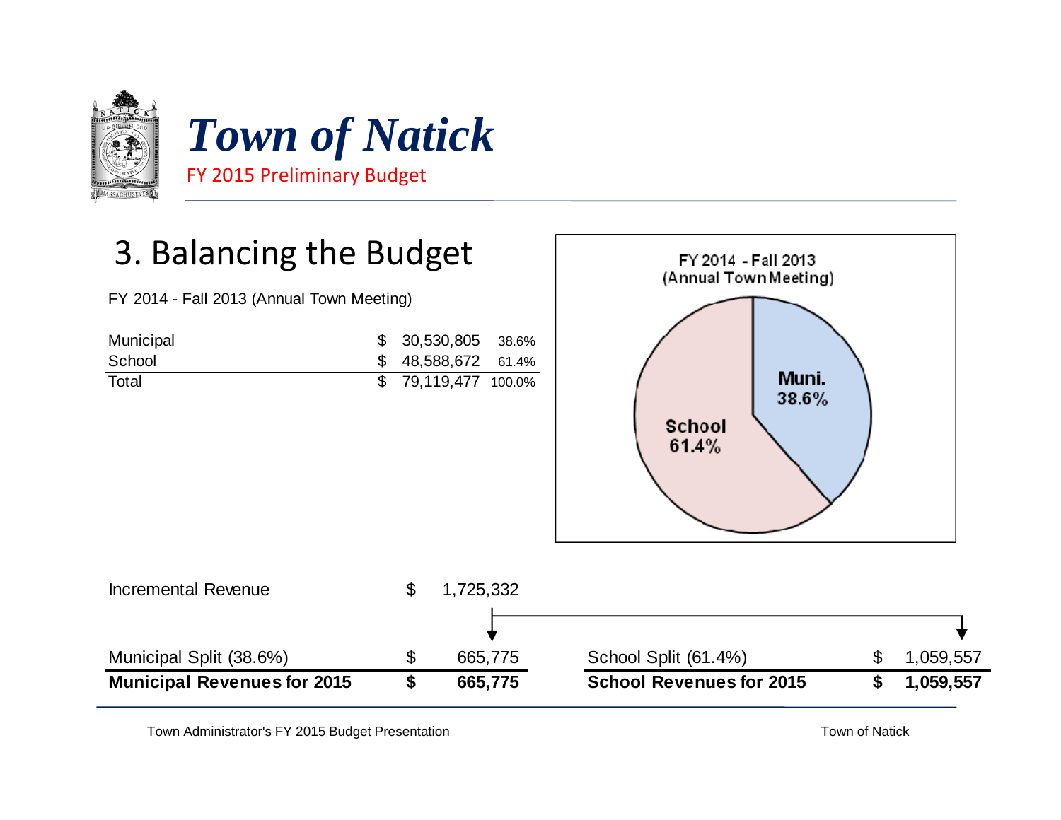# Town of Natick

FY 2015 Preliminary Budget

## 3. Balancing the Budget

FY 2014 - Fall 2013 (Annual Town Meeting)

| | | | |
|---|---|---|---|
| Municipal | $ | 30,530,805 | 38.6% |
| School | $ | 48,588,672 | 61.4% |
| Total | $ | 79,119,477 | 100.0% |

FY 2014 - Fall 2013 (Annual Town Meeting)

Muni. 38.6%

School 61.4%

| | | |
|---|---|---|
| Incremental Revenue | $ | 1,725,332 |

| | | | | | |
|---|---|---|---|---|---|
| Municipal Split (38.6%) | $ | 665,775 | School Split (61.4%) | $ | 1,059,557 |
| **Municipal Revenues for 2015** | **$** | **665,775** | **School Revenues for 2015** | **$** | **1,059,557** |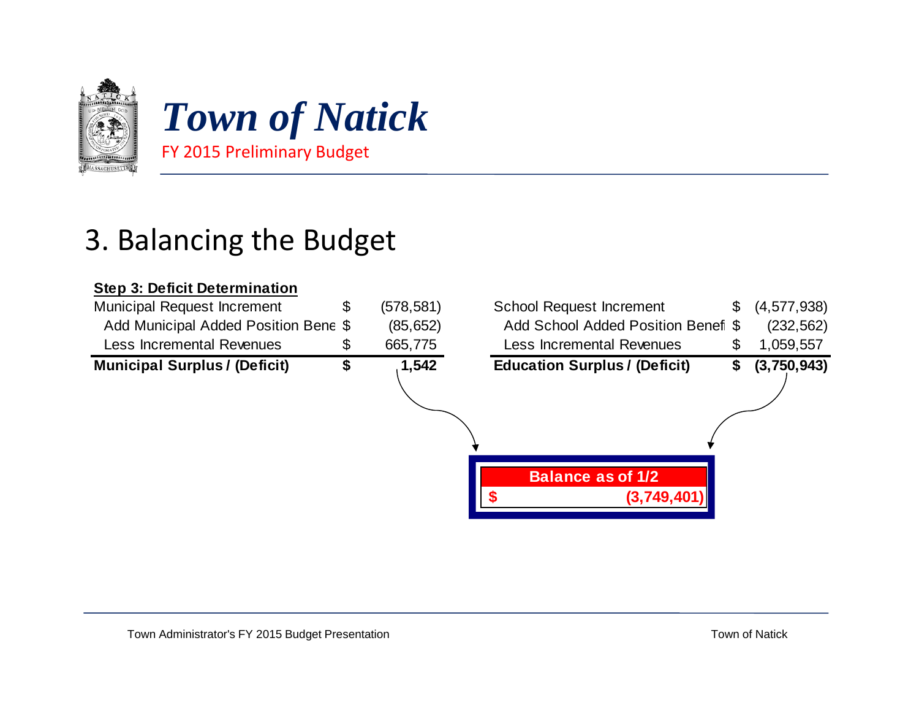# Town of Natick

FY 2015 Preliminary Budget

## 3. Balancing the Budget

**Step 3: Deficit Determination**

| | | |
|---|---|---|
| Municipal Request Increment | $ | (578,581) |
| Add Municipal Added Position Bene | $ | (85,652) |
| Less Incremental Revenues | $ | 665,775 |
| **Municipal Surplus / (Deficit)** | **$** | **1,542** |

| | | |
|---|---|---|
| School Request Increment | $ | (4,577,938) |
| Add School Added Position Benefi | $ | (232,562) |
| Less Incremental Revenues | $ | 1,059,557 |
| **Education Surplus / (Deficit)** | **$** | **(3,750,943)** |

**Balance as of 1/2**

**$ (3,749,401)**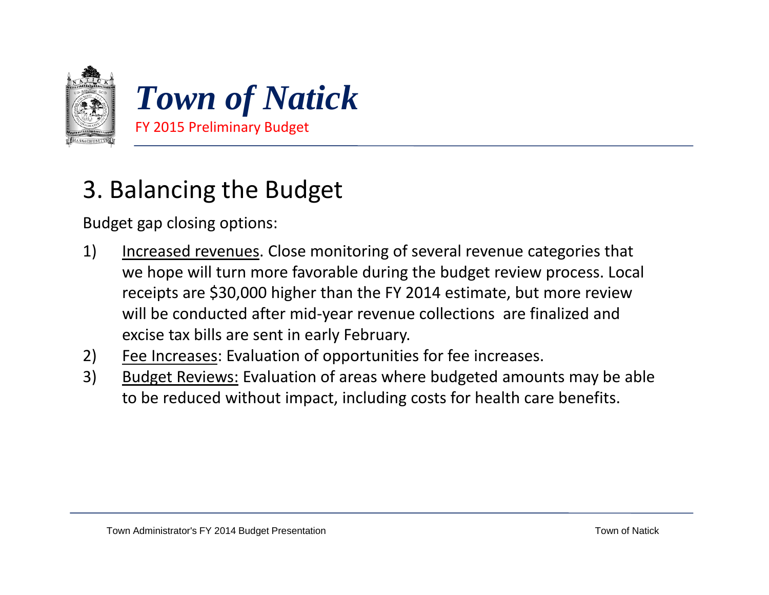# 3. Balancing the Budget

Budget gap closing options:

1) Increased revenues. Close monitoring of several revenue categories that we hope will turn more favorable during the budget review process. Local receipts are $30,000 higher than the FY 2014 estimate, but more review will be conducted after mid-year revenue collections are finalized and excise tax bills are sent in early February.
2) Fee Increases: Evaluation of opportunities for fee increases.
3) Budget Reviews: Evaluation of areas where budgeted amounts may be able to be reduced without impact, including costs for health care benefits.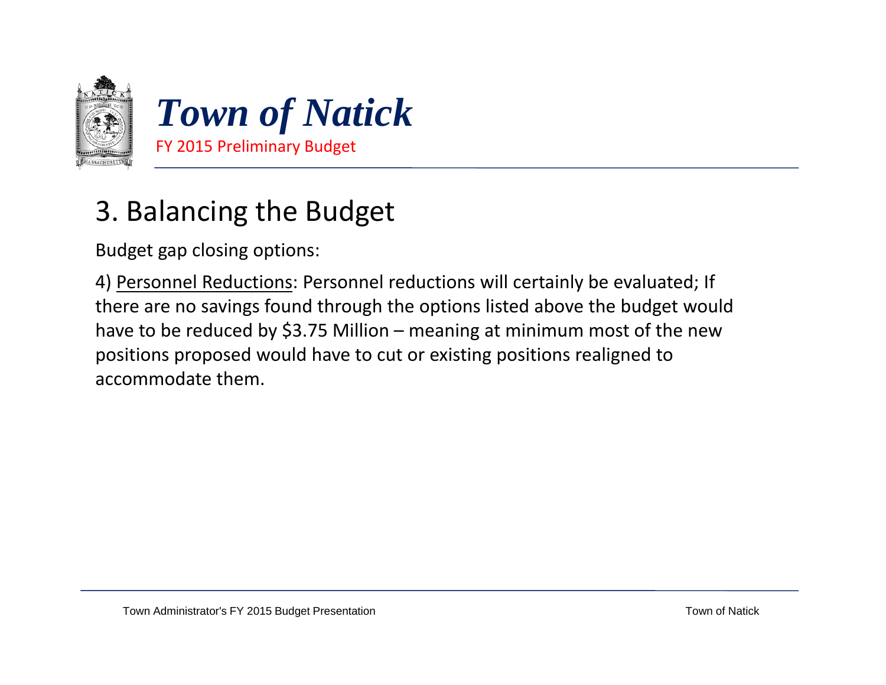# Town of Natick

FY 2015 Preliminary Budget

## 3. Balancing the Budget

Budget gap closing options:

4) Personnel Reductions: Personnel reductions will certainly be evaluated; If there are no savings found through the options listed above the budget would have to be reduced by $3.75 Million – meaning at minimum most of the new positions proposed would have to cut or existing positions realigned to accommodate them.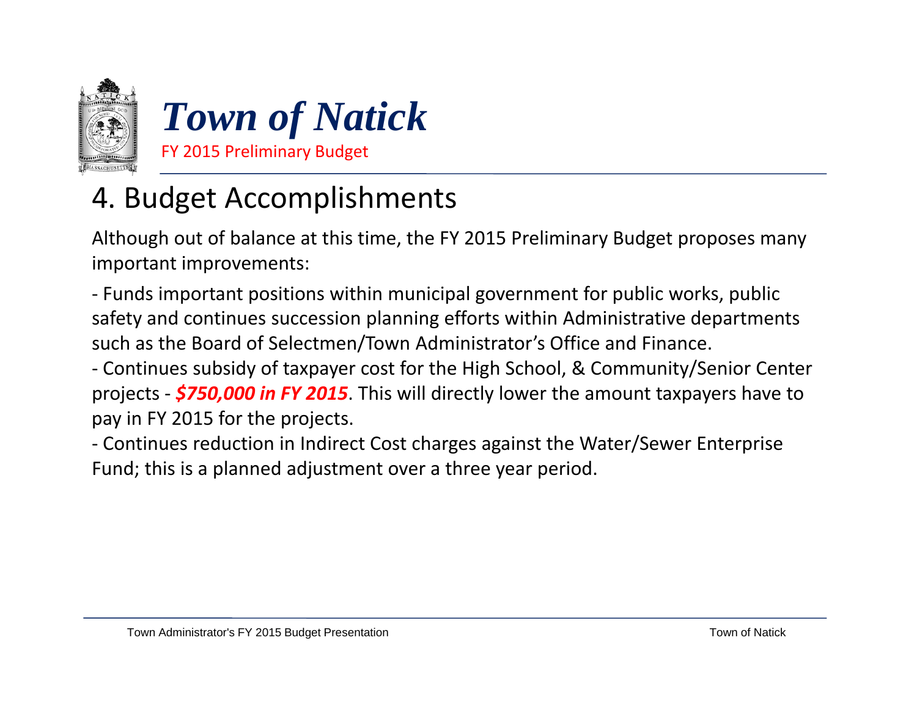# Town of Natick

FY 2015 Preliminary Budget

## 4. Budget Accomplishments

Although out of balance at this time, the FY 2015 Preliminary Budget proposes many important improvements:

- Funds important positions within municipal government for public works, public safety and continues succession planning efforts within Administrative departments such as the Board of Selectmen/Town Administrator's Office and Finance.
- Continues subsidy of taxpayer cost for the High School, & Community/Senior Center projects - ***$750,000 in FY 2015***. This will directly lower the amount taxpayers have to pay in FY 2015 for the projects.
- Continues reduction in Indirect Cost charges against the Water/Sewer Enterprise Fund; this is a planned adjustment over a three year period.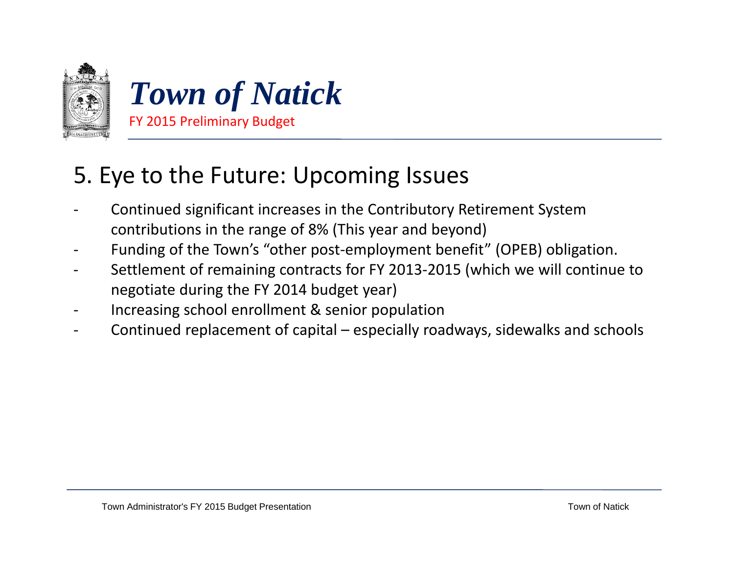# Town of Natick

FY 2015 Preliminary Budget

## 5. Eye to the Future: Upcoming Issues

- Continued significant increases in the Contributory Retirement System contributions in the range of 8% (This year and beyond)
- Funding of the Town's "other post-employment benefit" (OPEB) obligation.
- Settlement of remaining contracts for FY 2013-2015 (which we will continue to negotiate during the FY 2014 budget year)
- Increasing school enrollment & senior population
- Continued replacement of capital – especially roadways, sidewalks and schools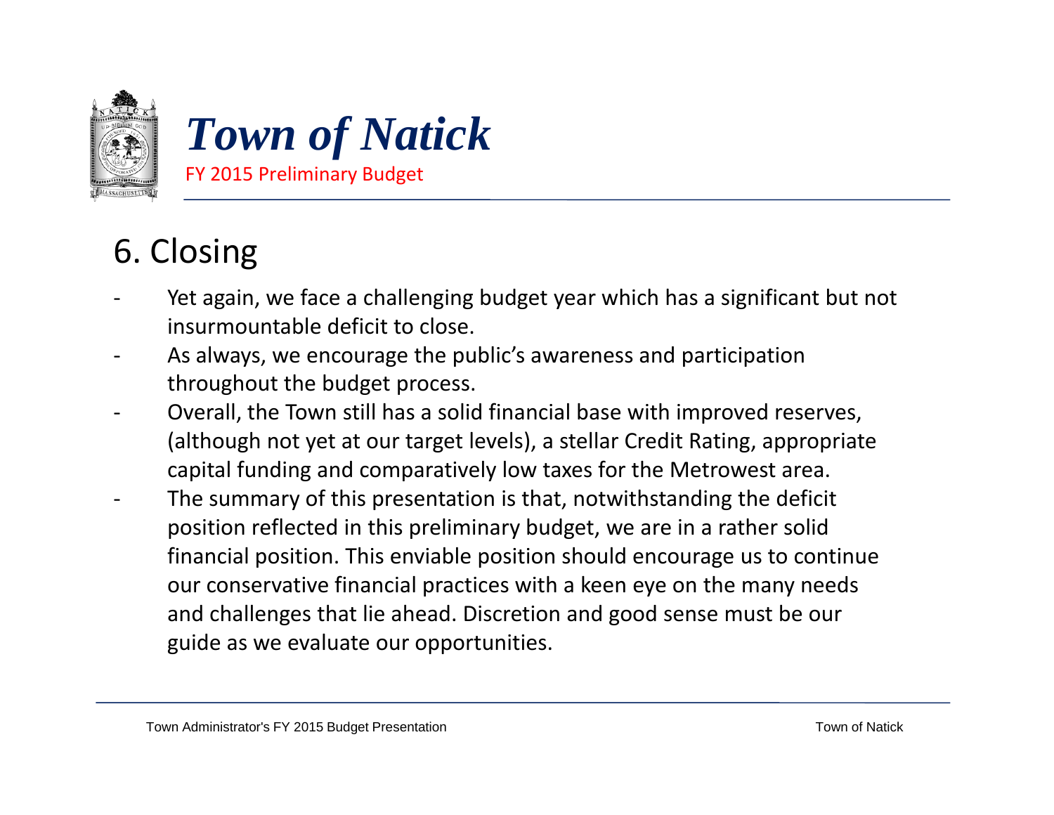# Town of Natick

FY 2015 Preliminary Budget

## 6. Closing

- Yet again, we face a challenging budget year which has a significant but not insurmountable deficit to close.
- As always, we encourage the public's awareness and participation throughout the budget process.
- Overall, the Town still has a solid financial base with improved reserves, (although not yet at our target levels), a stellar Credit Rating, appropriate capital funding and comparatively low taxes for the Metrowest area.
- The summary of this presentation is that, notwithstanding the deficit position reflected in this preliminary budget, we are in a rather solid financial position. This enviable position should encourage us to continue our conservative financial practices with a keen eye on the many needs and challenges that lie ahead. Discretion and good sense must be our guide as we evaluate our opportunities.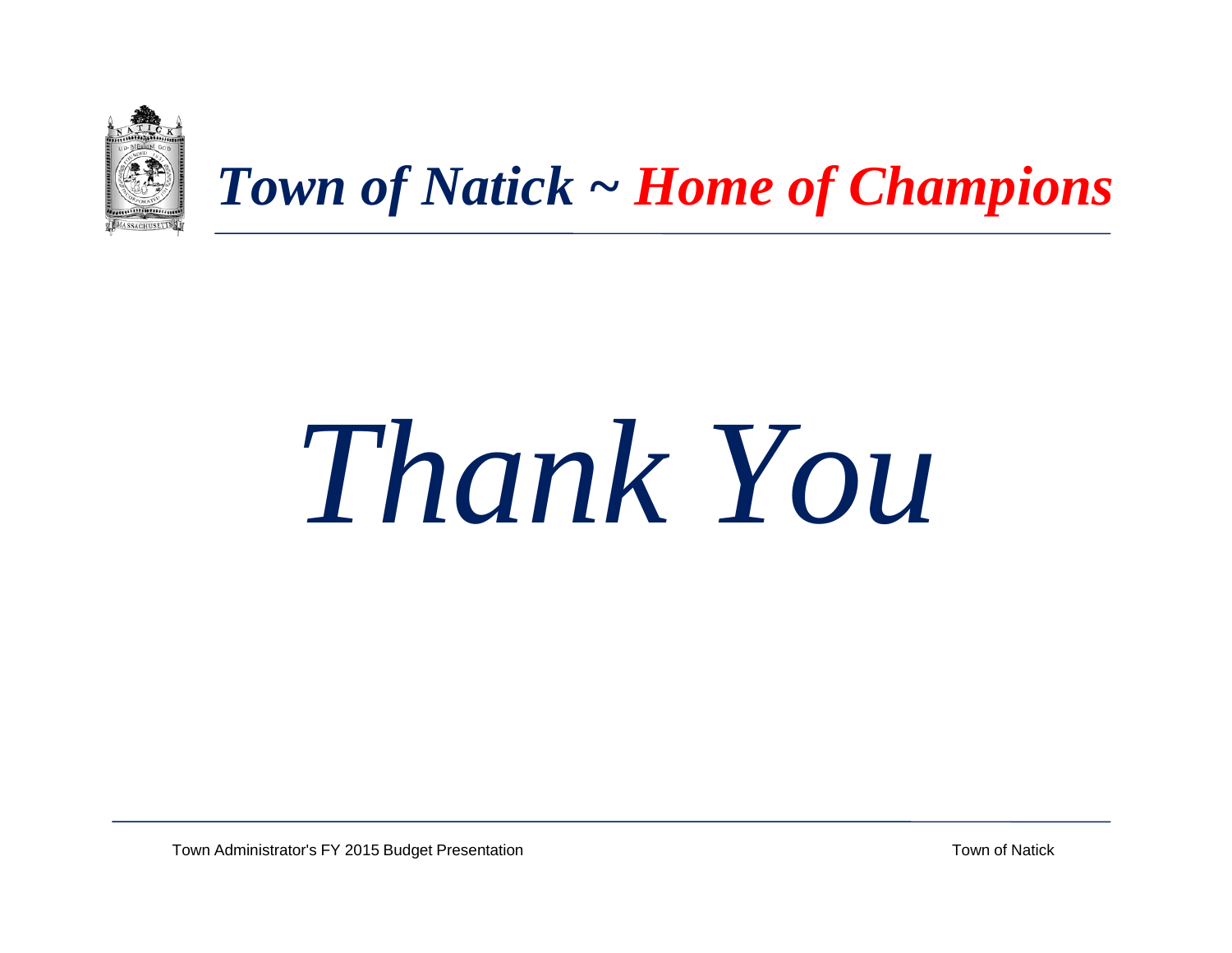# *Town of Natick ~ Home of Champions*

# *Thank You*